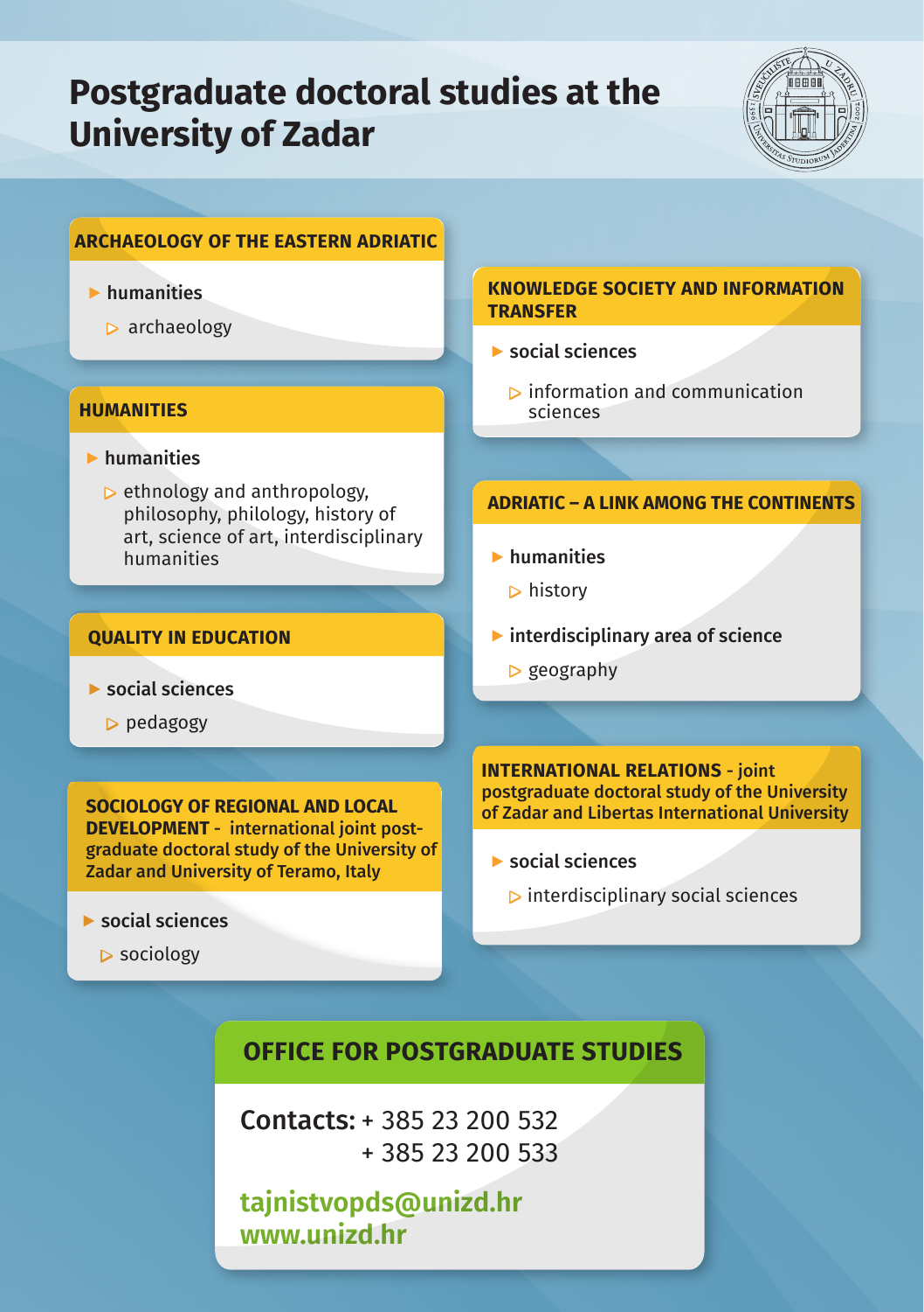# Postgraduate doctoral studies at the University of Zadar

## ARCHAEOLOGY OF THE EASTERN ADRIATIC

- **humanities**
  - archaeology

## HUMANITIES

- **humanities**
  - ethnology and anthropology, philosophy, philology, history of art, science of art, interdisciplinary humanities

## QUALITY IN EDUCATION

- **social sciences**
  - pedagogy

## SOCIOLOGY OF REGIONAL AND LOCAL DEVELOPMENT - international joint post-graduate doctoral study of the University of Zadar and University of Teramo, Italy

- **social sciences**
  - sociology

## KNOWLEDGE SOCIETY AND INFORMATION TRANSFER

- **social sciences**
  - information and communication sciences

## ADRIATIC – A LINK AMONG THE CONTINENTS

- **humanities**
  - history
- **interdisciplinary area of science**
  - geography

## INTERNATIONAL RELATIONS - joint postgraduate doctoral study of the University of Zadar and Libertas International University

- **social sciences**
  - interdisciplinary social sciences

## OFFICE FOR POSTGRADUATE STUDIES

**Contacts:** + 385 23 200 532
+ 385 23 200 533

**tajnistvopds@unizd.hr**
**www.unizd.hr**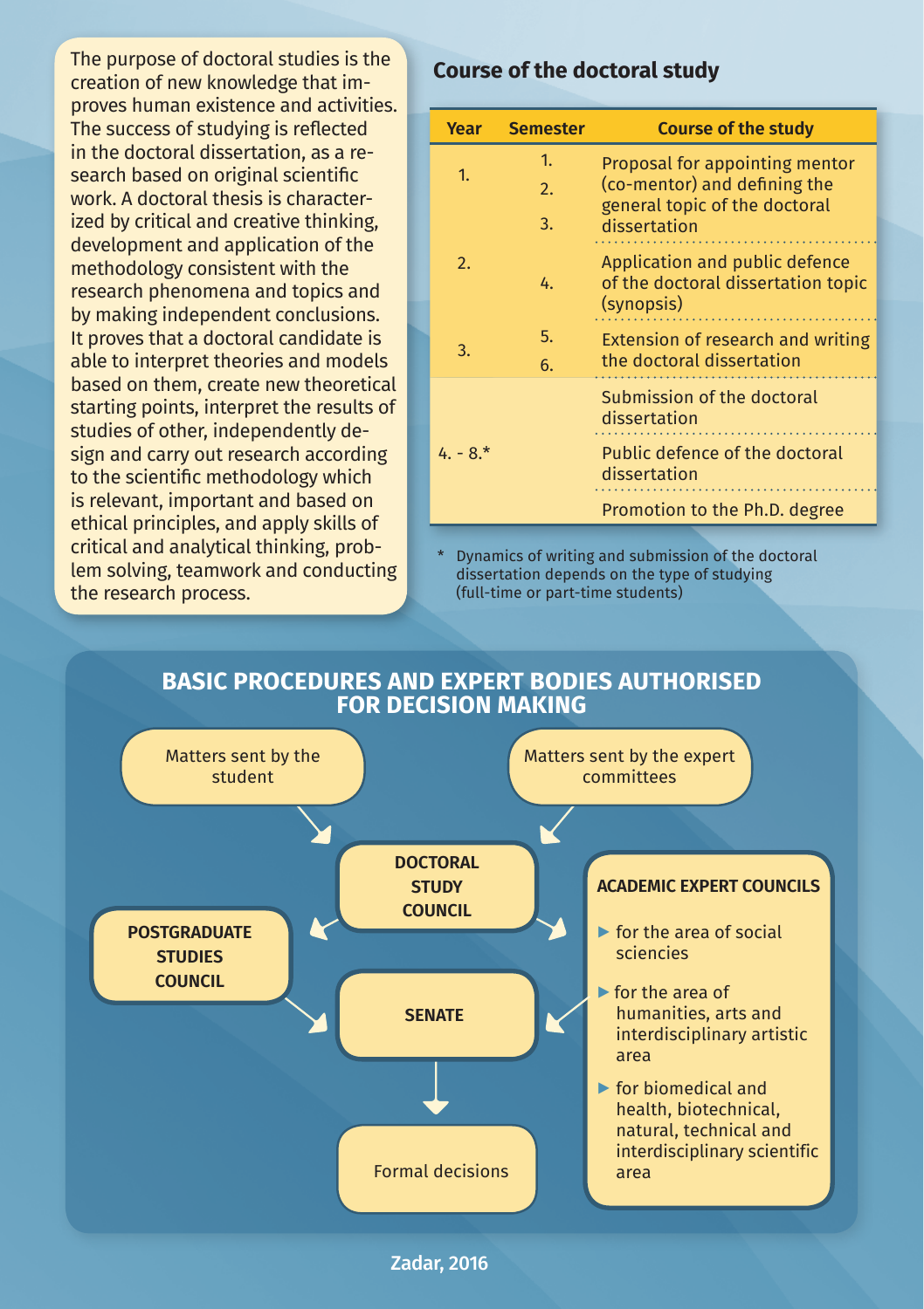The purpose of doctoral studies is the creation of new knowledge that improves human existence and activities. The success of studying is reflected in the doctoral dissertation, as a research based on original scientific work. A doctoral thesis is characterized by critical and creative thinking, development and application of the methodology consistent with the research phenomena and topics and by making independent conclusions. It proves that a doctoral candidate is able to interpret theories and models based on them, create new theoretical starting points, interpret the results of studies of other, independently design and carry out research according to the scientific methodology which is relevant, important and based on ethical principles, and apply skills of critical and analytical thinking, problem solving, teamwork and conducting the research process.

## Course of the doctoral study

| Year | Semester | Course of the study |
|---|---|---|
| 1. | 1.<br>2.<br>3. | Proposal for appointing mentor (co-mentor) and defining the general topic of the doctoral dissertation |
| 2. | 4. | Application and public defence of the doctoral dissertation topic (synopsis) |
| 3. | 5.<br>6. | Extension of research and writing the doctoral dissertation |
| 4. - 8.* | | Submission of the doctoral dissertation |
| | | Public defence of the doctoral dissertation |
| | | Promotion to the Ph.D. degree |

\* Dynamics of writing and submission of the doctoral dissertation depends on the type of studying (full-time or part-time students)

## BASIC PROCEDURES AND EXPERT BODIES AUTHORISED FOR DECISION MAKING

Matters sent by the student

Matters sent by the expert committees

**DOCTORAL STUDY COUNCIL**

**POSTGRADUATE STUDIES COUNCIL**

**SENATE**

Formal decisions

**ACADEMIC EXPERT COUNCILS**

- for the area of social sciencies
- for the area of humanities, arts and interdisciplinary artistic area
- for biomedical and health, biotechnical, natural, technical and interdisciplinary scientific area

Zadar, 2016